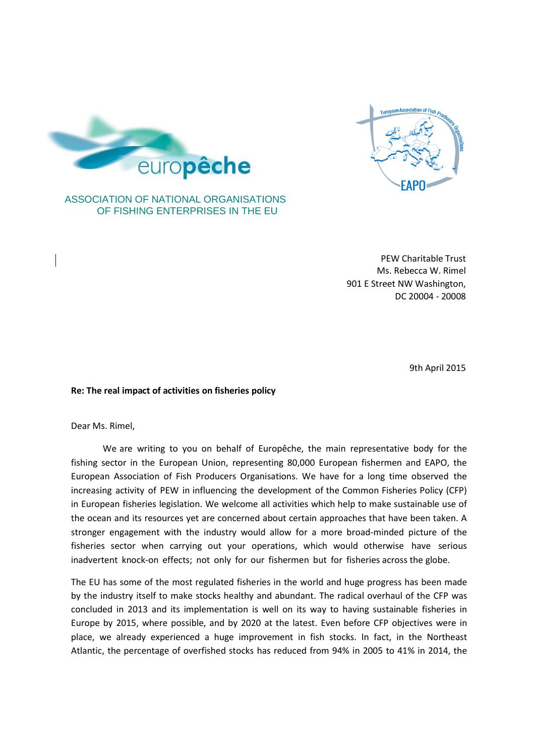europêche

ASSOCIATION OF NATIONAL ORGANISATIONS OF FISHING ENTERPRISES IN THE EU

European Association of Fish Producers Organisations

EAPO

PEW Charitable Trust
Ms. Rebecca W. Rimel
901 E Street NW Washington,
DC 20004 - 20008

9th April 2015

**Re: The real impact of activities on fisheries policy**

Dear Ms. Rimel,

We are writing to you on behalf of Europêche, the main representative body for the fishing sector in the European Union, representing 80,000 European fishermen and EAPO, the European Association of Fish Producers Organisations. We have for a long time observed the increasing activity of PEW in influencing the development of the Common Fisheries Policy (CFP) in European fisheries legislation. We welcome all activities which help to make sustainable use of the ocean and its resources yet are concerned about certain approaches that have been taken. A stronger engagement with the industry would allow for a more broad-minded picture of the fisheries sector when carrying out your operations, which would otherwise have serious inadvertent knock-on effects; not only for our fishermen but for fisheries across the globe.

The EU has some of the most regulated fisheries in the world and huge progress has been made by the industry itself to make stocks healthy and abundant. The radical overhaul of the CFP was concluded in 2013 and its implementation is well on its way to having sustainable fisheries in Europe by 2015, where possible, and by 2020 at the latest. Even before CFP objectives were in place, we already experienced a huge improvement in fish stocks. In fact, in the Northeast Atlantic, the percentage of overfished stocks has reduced from 94% in 2005 to 41% in 2014, the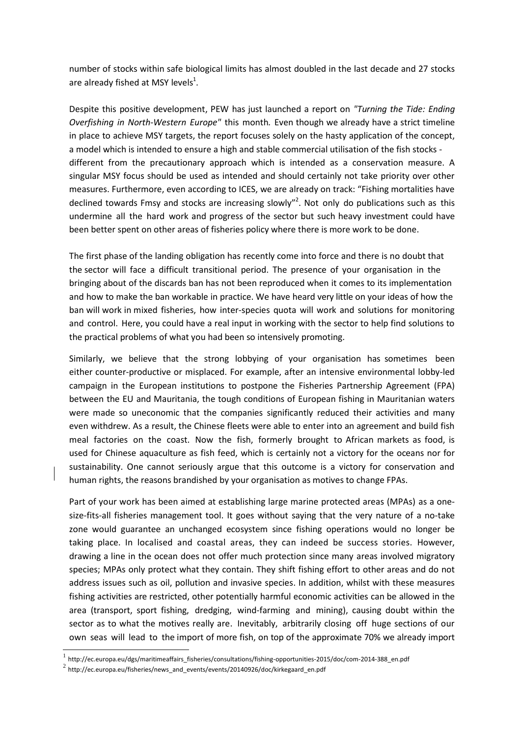number of stocks within safe biological limits has almost doubled in the last decade and 27 stocks are already fished at MSY levels[1].

Despite this positive development, PEW has just launched a report on *"Turning the Tide: Ending Overfishing in North-Western Europe"* this month. Even though we already have a strict timeline in place to achieve MSY targets, the report focuses solely on the hasty application of the concept, a model which is intended to ensure a high and stable commercial utilisation of the fish stocks - different from the precautionary approach which is intended as a conservation measure. A singular MSY focus should be used as intended and should certainly not take priority over other measures. Furthermore, even according to ICES, we are already on track: "Fishing mortalities have declined towards Fmsy and stocks are increasing slowly"[2]. Not only do publications such as this undermine all the hard work and progress of the sector but such heavy investment could have been better spent on other areas of fisheries policy where there is more work to be done.

The first phase of the landing obligation has recently come into force and there is no doubt that the sector will face a difficult transitional period. The presence of your organisation in the bringing about of the discards ban has not been reproduced when it comes to its implementation and how to make the ban workable in practice. We have heard very little on your ideas of how the ban will work in mixed fisheries, how inter-species quota will work and solutions for monitoring and control. Here, you could have a real input in working with the sector to help find solutions to the practical problems of what you had been so intensively promoting.

Similarly, we believe that the strong lobbying of your organisation has sometimes been either counter-productive or misplaced. For example, after an intensive environmental lobby-led campaign in the European institutions to postpone the Fisheries Partnership Agreement (FPA) between the EU and Mauritania, the tough conditions of European fishing in Mauritanian waters were made so uneconomic that the companies significantly reduced their activities and many even withdrew. As a result, the Chinese fleets were able to enter into an agreement and build fish meal factories on the coast. Now the fish, formerly brought to African markets as food, is used for Chinese aquaculture as fish feed, which is certainly not a victory for the oceans nor for sustainability. One cannot seriously argue that this outcome is a victory for conservation and human rights, the reasons brandished by your organisation as motives to change FPAs.

Part of your work has been aimed at establishing large marine protected areas (MPAs) as a one-size-fits-all fisheries management tool. It goes without saying that the very nature of a no-take zone would guarantee an unchanged ecosystem since fishing operations would no longer be taking place. In localised and coastal areas, they can indeed be success stories. However, drawing a line in the ocean does not offer much protection since many areas involved migratory species; MPAs only protect what they contain. They shift fishing effort to other areas and do not address issues such as oil, pollution and invasive species. In addition, whilst with these measures fishing activities are restricted, other potentially harmful economic activities can be allowed in the area (transport, sport fishing, dredging, wind-farming and mining), causing doubt within the sector as to what the motives really are. Inevitably, arbitrarily closing off huge sections of our own seas will lead to the import of more fish, on top of the approximate 70% we already import

---

[1] http://ec.europa.eu/dgs/maritimeaffairs_fisheries/consultations/fishing-opportunities-2015/doc/com-2014-388_en.pdf

[2] http://ec.europa.eu/fisheries/news_and_events/events/20140926/doc/kirkegaard_en.pdf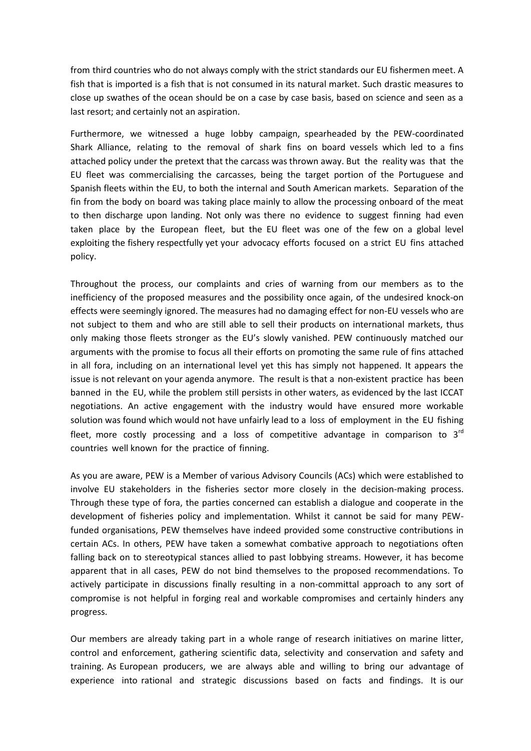from third countries who do not always comply with the strict standards our EU fishermen meet. A fish that is imported is a fish that is not consumed in its natural market. Such drastic measures to close up swathes of the ocean should be on a case by case basis, based on science and seen as a last resort; and certainly not an aspiration.

Furthermore, we witnessed a huge lobby campaign, spearheaded by the PEW-coordinated Shark Alliance, relating to the removal of shark fins on board vessels which led to a fins attached policy under the pretext that the carcass was thrown away. But the reality was that the EU fleet was commercialising the carcasses, being the target portion of the Portuguese and Spanish fleets within the EU, to both the internal and South American markets. Separation of the fin from the body on board was taking place mainly to allow the processing onboard of the meat to then discharge upon landing. Not only was there no evidence to suggest finning had even taken place by the European fleet, but the EU fleet was one of the few on a global level exploiting the fishery respectfully yet your advocacy efforts focused on a strict EU fins attached policy.

Throughout the process, our complaints and cries of warning from our members as to the inefficiency of the proposed measures and the possibility once again, of the undesired knock-on effects were seemingly ignored. The measures had no damaging effect for non-EU vessels who are not subject to them and who are still able to sell their products on international markets, thus only making those fleets stronger as the EU's slowly vanished. PEW continuously matched our arguments with the promise to focus all their efforts on promoting the same rule of fins attached in all fora, including on an international level yet this has simply not happened. It appears the issue is not relevant on your agenda anymore. The result is that a non-existent practice has been banned in the EU, while the problem still persists in other waters, as evidenced by the last ICCAT negotiations. An active engagement with the industry would have ensured more workable solution was found which would not have unfairly lead to a loss of employment in the EU fishing fleet, more costly processing and a loss of competitive advantage in comparison to 3rd countries well known for the practice of finning.

As you are aware, PEW is a Member of various Advisory Councils (ACs) which were established to involve EU stakeholders in the fisheries sector more closely in the decision-making process. Through these type of fora, the parties concerned can establish a dialogue and cooperate in the development of fisheries policy and implementation. Whilst it cannot be said for many PEW-funded organisations, PEW themselves have indeed provided some constructive contributions in certain ACs. In others, PEW have taken a somewhat combative approach to negotiations often falling back on to stereotypical stances allied to past lobbying streams. However, it has become apparent that in all cases, PEW do not bind themselves to the proposed recommendations. To actively participate in discussions finally resulting in a non-committal approach to any sort of compromise is not helpful in forging real and workable compromises and certainly hinders any progress.

Our members are already taking part in a whole range of research initiatives on marine litter, control and enforcement, gathering scientific data, selectivity and conservation and safety and training. As European producers, we are always able and willing to bring our advantage of experience into rational and strategic discussions based on facts and findings. It is our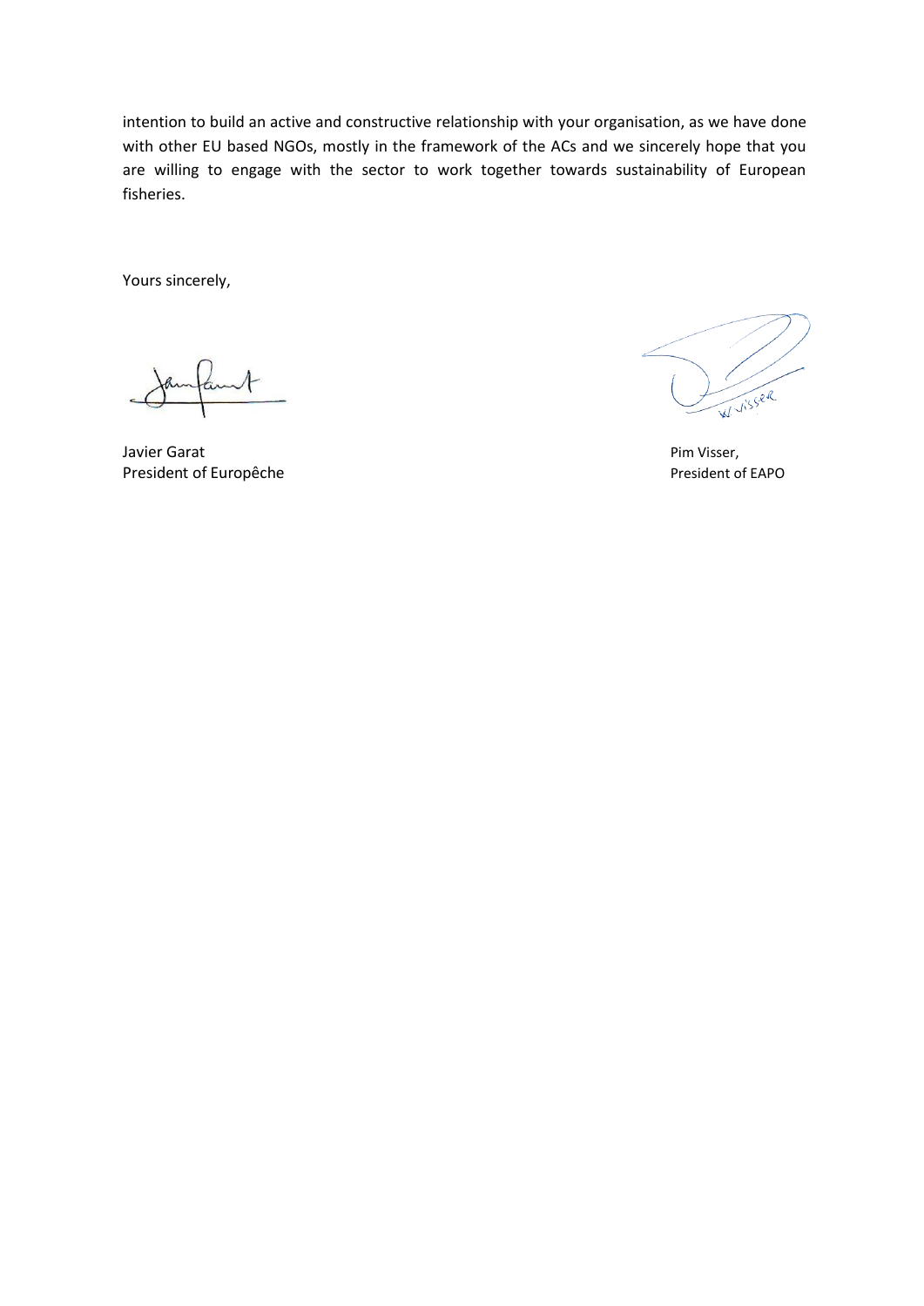intention to build an active and constructive relationship with your organisation, as we have done with other EU based NGOs, mostly in the framework of the ACs and we sincerely hope that you are willing to engage with the sector to work together towards sustainability of European fisheries.

Yours sincerely,

Javier Garat
President of Europêche

Pim Visser,
President of EAPO